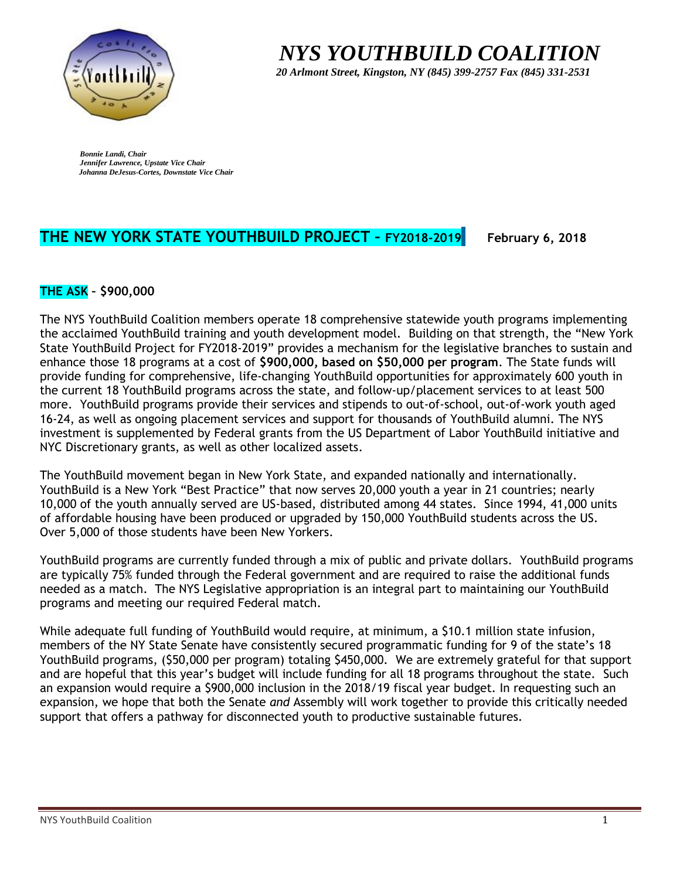# *NYS YOUTHBUILD COALITION*

***20 Arlmont Street, Kingston, NY (845) 399-2757 Fax (845) 331-2531***

***Bonnie Landi, Chair***
***Jennifer Lawrence, Upstate Vice Chair***
***Johanna DeJesus-Cortes, Downstate Vice Chair***

## THE NEW YORK STATE YOUTHBUILD PROJECT – FY2018-2019

**February 6, 2018**

### THE ASK – $900,000

The NYS YouthBuild Coalition members operate 18 comprehensive statewide youth programs implementing the acclaimed YouthBuild training and youth development model. Building on that strength, the "New York State YouthBuild Project for FY2018-2019" provides a mechanism for the legislative branches to sustain and enhance those 18 programs at a cost of **$900,000, based on $50,000 per program**. The State funds will provide funding for comprehensive, life-changing YouthBuild opportunities for approximately 600 youth in the current 18 YouthBuild programs across the state, and follow-up/placement services to at least 500 more. YouthBuild programs provide their services and stipends to out-of-school, out-of-work youth aged 16-24, as well as ongoing placement services and support for thousands of YouthBuild alumni. The NYS investment is supplemented by Federal grants from the US Department of Labor YouthBuild initiative and NYC Discretionary grants, as well as other localized assets.

The YouthBuild movement began in New York State, and expanded nationally and internationally. YouthBuild is a New York "Best Practice" that now serves 20,000 youth a year in 21 countries; nearly 10,000 of the youth annually served are US-based, distributed among 44 states. Since 1994, 41,000 units of affordable housing have been produced or upgraded by 150,000 YouthBuild students across the US. Over 5,000 of those students have been New Yorkers.

YouthBuild programs are currently funded through a mix of public and private dollars. YouthBuild programs are typically 75% funded through the Federal government and are required to raise the additional funds needed as a match. The NYS Legislative appropriation is an integral part to maintaining our YouthBuild programs and meeting our required Federal match.

While adequate full funding of YouthBuild would require, at minimum, a $10.1 million state infusion, members of the NY State Senate have consistently secured programmatic funding for 9 of the state's 18 YouthBuild programs, ($50,000 per program) totaling $450,000. We are extremely grateful for that support and are hopeful that this year's budget will include funding for all 18 programs throughout the state. Such an expansion would require a $900,000 inclusion in the 2018/19 fiscal year budget. In requesting such an expansion, we hope that both the Senate *and* Assembly will work together to provide this critically needed support that offers a pathway for disconnected youth to productive sustainable futures.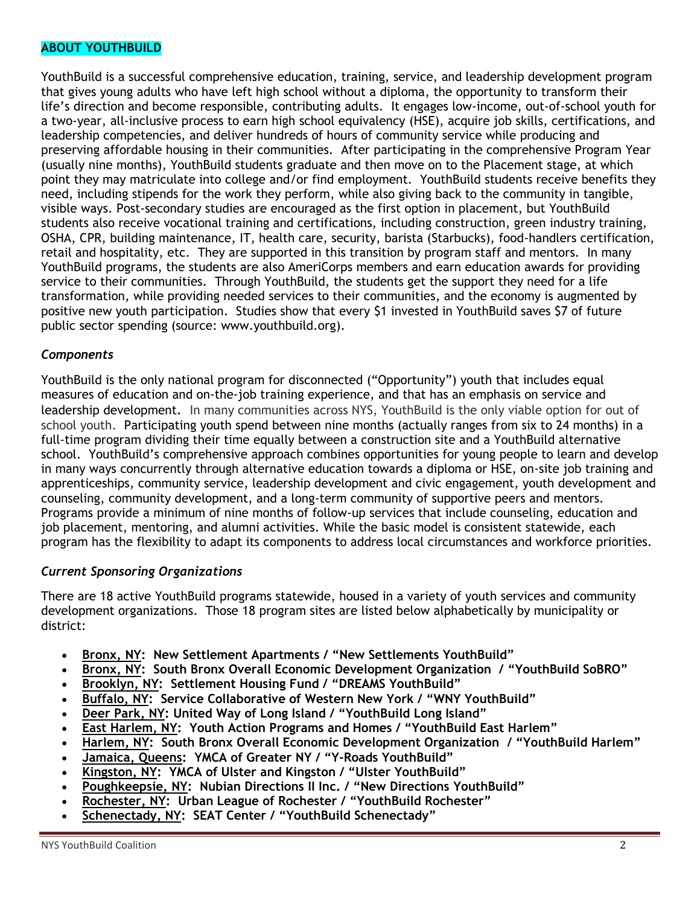## ABOUT YOUTHBUILD

YouthBuild is a successful comprehensive education, training, service, and leadership development program that gives young adults who have left high school without a diploma, the opportunity to transform their life's direction and become responsible, contributing adults. It engages low-income, out-of-school youth for a two-year, all-inclusive process to earn high school equivalency (HSE), acquire job skills, certifications, and leadership competencies, and deliver hundreds of hours of community service while producing and preserving affordable housing in their communities. After participating in the comprehensive Program Year (usually nine months), YouthBuild students graduate and then move on to the Placement stage, at which point they may matriculate into college and/or find employment. YouthBuild students receive benefits they need, including stipends for the work they perform, while also giving back to the community in tangible, visible ways. Post-secondary studies are encouraged as the first option in placement, but YouthBuild students also receive vocational training and certifications, including construction, green industry training, OSHA, CPR, building maintenance, IT, health care, security, barista (Starbucks), food-handlers certification, retail and hospitality, etc. They are supported in this transition by program staff and mentors. In many YouthBuild programs, the students are also AmeriCorps members and earn education awards for providing service to their communities. Through YouthBuild, the students get the support they need for a life transformation, while providing needed services to their communities, and the economy is augmented by positive new youth participation. Studies show that every $1 invested in YouthBuild saves $7 of future public sector spending (source: www.youthbuild.org).

### *Components*

YouthBuild is the only national program for disconnected ("Opportunity") youth that includes equal measures of education and on-the-job training experience, and that has an emphasis on service and leadership development. In many communities across NYS, YouthBuild is the only viable option for out of school youth. Participating youth spend between nine months (actually ranges from six to 24 months) in a full-time program dividing their time equally between a construction site and a YouthBuild alternative school. YouthBuild's comprehensive approach combines opportunities for young people to learn and develop in many ways concurrently through alternative education towards a diploma or HSE, on-site job training and apprenticeships, community service, leadership development and civic engagement, youth development and counseling, community development, and a long-term community of supportive peers and mentors. Programs provide a minimum of nine months of follow-up services that include counseling, education and job placement, mentoring, and alumni activities. While the basic model is consistent statewide, each program has the flexibility to adapt its components to address local circumstances and workforce priorities.

### *Current Sponsoring Organizations*

There are 18 active YouthBuild programs statewide, housed in a variety of youth services and community development organizations. Those 18 program sites are listed below alphabetically by municipality or district:

- **Bronx, NY: New Settlement Apartments / "New Settlements YouthBuild"**
- **Bronx, NY: South Bronx Overall Economic Development Organization / "YouthBuild SoBRO"**
- **Brooklyn, NY: Settlement Housing Fund / "DREAMS YouthBuild"**
- **Buffalo, NY: Service Collaborative of Western New York / "WNY YouthBuild"**
- **Deer Park, NY: United Way of Long Island / "YouthBuild Long Island"**
- **East Harlem, NY: Youth Action Programs and Homes / "YouthBuild East Harlem"**
- **Harlem, NY: South Bronx Overall Economic Development Organization / "YouthBuild Harlem"**
- **Jamaica, Queens: YMCA of Greater NY / "Y-Roads YouthBuild"**
- **Kingston, NY: YMCA of Ulster and Kingston / "Ulster YouthBuild"**
- **Poughkeepsie, NY: Nubian Directions II Inc. / "New Directions YouthBuild"**
- **Rochester, NY: Urban League of Rochester / "YouthBuild Rochester"**
- **Schenectady, NY: SEAT Center / "YouthBuild Schenectady"**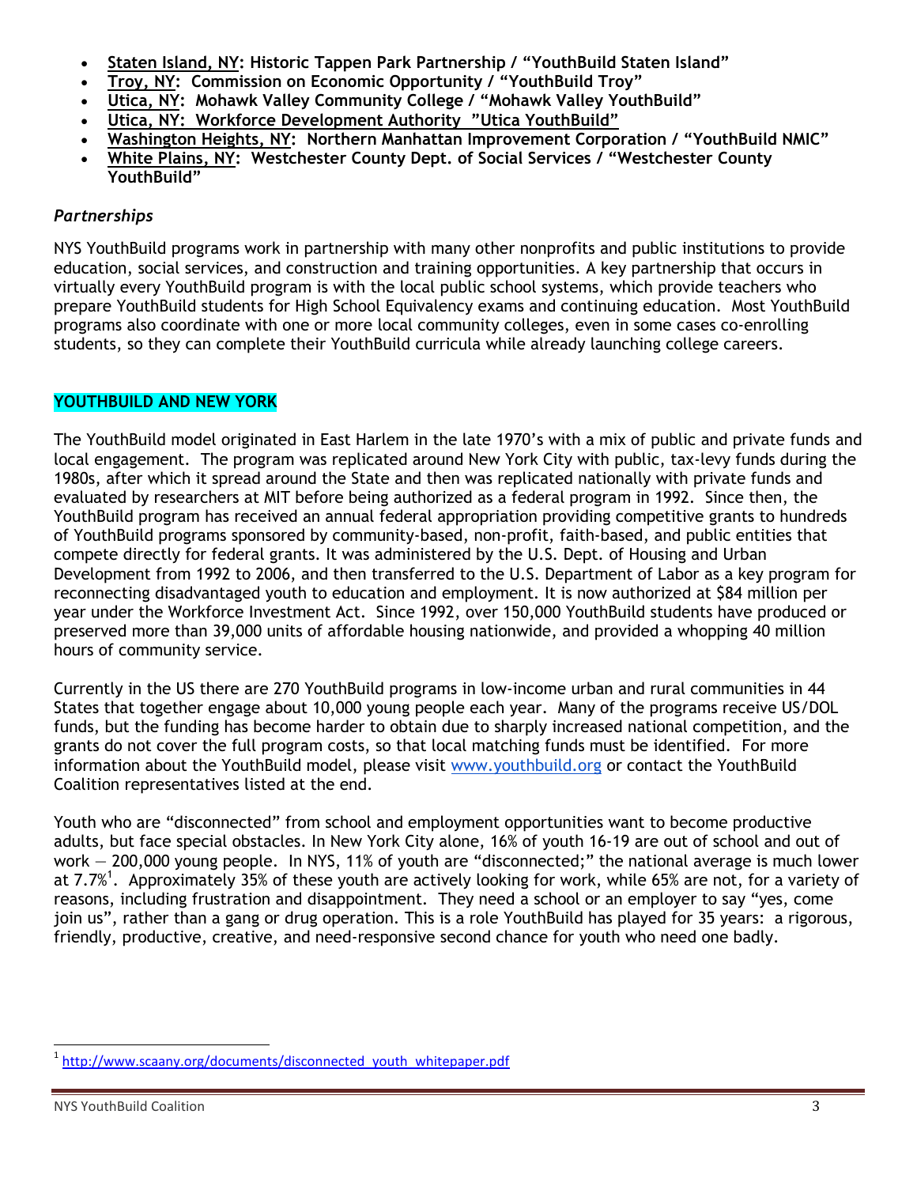- **Staten Island, NY: Historic Tappen Park Partnership / "YouthBuild Staten Island"**
- **Troy, NY: Commission on Economic Opportunity / "YouthBuild Troy"**
- **Utica, NY: Mohawk Valley Community College / "Mohawk Valley YouthBuild"**
- **Utica, NY: Workforce Development Authority "Utica YouthBuild"**
- **Washington Heights, NY: Northern Manhattan Improvement Corporation / "YouthBuild NMIC"**
- **White Plains, NY: Westchester County Dept. of Social Services / "Westchester County YouthBuild"**

### *Partnerships*

NYS YouthBuild programs work in partnership with many other nonprofits and public institutions to provide education, social services, and construction and training opportunities. A key partnership that occurs in virtually every YouthBuild program is with the local public school systems, which provide teachers who prepare YouthBuild students for High School Equivalency exams and continuing education. Most YouthBuild programs also coordinate with one or more local community colleges, even in some cases co-enrolling students, so they can complete their YouthBuild curricula while already launching college careers.

## YOUTHBUILD AND NEW YORK

The YouthBuild model originated in East Harlem in the late 1970's with a mix of public and private funds and local engagement. The program was replicated around New York City with public, tax-levy funds during the 1980s, after which it spread around the State and then was replicated nationally with private funds and evaluated by researchers at MIT before being authorized as a federal program in 1992. Since then, the YouthBuild program has received an annual federal appropriation providing competitive grants to hundreds of YouthBuild programs sponsored by community-based, non-profit, faith-based, and public entities that compete directly for federal grants. It was administered by the U.S. Dept. of Housing and Urban Development from 1992 to 2006, and then transferred to the U.S. Department of Labor as a key program for reconnecting disadvantaged youth to education and employment. It is now authorized at $84 million per year under the Workforce Investment Act. Since 1992, over 150,000 YouthBuild students have produced or preserved more than 39,000 units of affordable housing nationwide, and provided a whopping 40 million hours of community service.

Currently in the US there are 270 YouthBuild programs in low-income urban and rural communities in 44 States that together engage about 10,000 young people each year. Many of the programs receive US/DOL funds, but the funding has become harder to obtain due to sharply increased national competition, and the grants do not cover the full program costs, so that local matching funds must be identified. For more information about the YouthBuild model, please visit www.youthbuild.org or contact the YouthBuild Coalition representatives listed at the end.

Youth who are "disconnected" from school and employment opportunities want to become productive adults, but face special obstacles. In New York City alone, 16% of youth 16-19 are out of school and out of work — 200,000 young people. In NYS, 11% of youth are "disconnected;" the national average is much lower at 7.7%[1]. Approximately 35% of these youth are actively looking for work, while 65% are not, for a variety of reasons, including frustration and disappointment. They need a school or an employer to say "yes, come join us", rather than a gang or drug operation. This is a role YouthBuild has played for 35 years: a rigorous, friendly, productive, creative, and need-responsive second chance for youth who need one badly.

[1] http://www.scaany.org/documents/disconnected_youth_whitepaper.pdf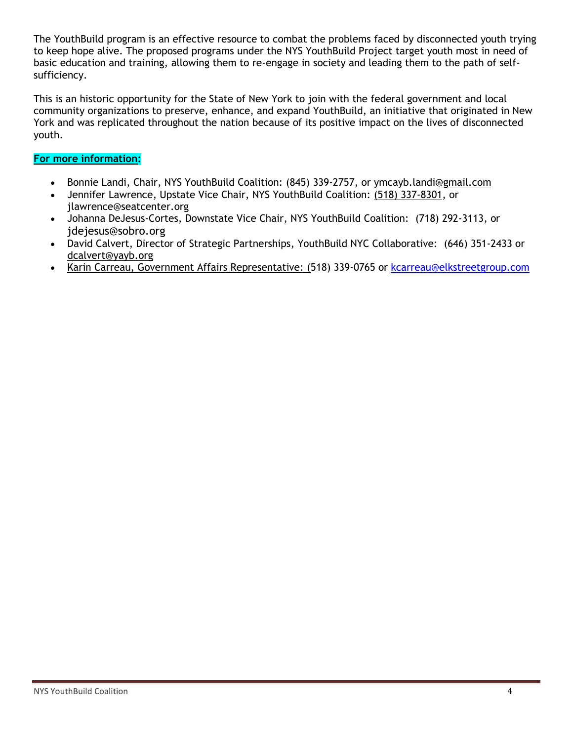The YouthBuild program is an effective resource to combat the problems faced by disconnected youth trying to keep hope alive. The proposed programs under the NYS YouthBuild Project target youth most in need of basic education and training, allowing them to re-engage in society and leading them to the path of self-sufficiency.

This is an historic opportunity for the State of New York to join with the federal government and local community organizations to preserve, enhance, and expand YouthBuild, an initiative that originated in New York and was replicated throughout the nation because of its positive impact on the lives of disconnected youth.

**For more information:**

- Bonnie Landi, Chair, NYS YouthBuild Coalition: (845) 339-2757, or ymcayb.landi@gmail.com
- Jennifer Lawrence, Upstate Vice Chair, NYS YouthBuild Coalition: (518) 337-8301, or jlawrence@seatcenter.org
- Johanna DeJesus-Cortes, Downstate Vice Chair, NYS YouthBuild Coalition: (718) 292-3113, or jdejesus@sobro.org
- David Calvert, Director of Strategic Partnerships, YouthBuild NYC Collaborative: (646) 351-2433 or dcalvert@yayb.org
- Karin Carreau, Government Affairs Representative: (518) 339-0765 or kcarreau@elkstreetgroup.com